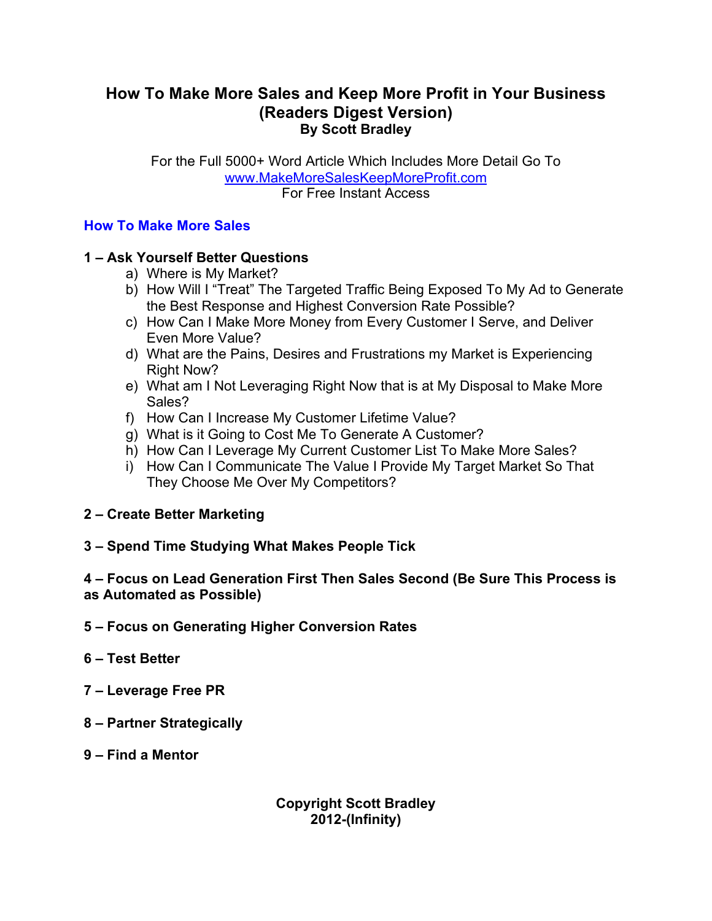# How To Make More Sales and Keep More Profit in Your Business (Readers Digest Version)

**By Scott Bradley**

For the Full 5000+ Word Article Which Includes More Detail Go To
[www.MakeMoreSalesKeepMoreProfit.com](http://www.MakeMoreSalesKeepMoreProfit.com)
For Free Instant Access

## How To Make More Sales

**1 – Ask Yourself Better Questions**

a) Where is My Market?
b) How Will I "Treat" The Targeted Traffic Being Exposed To My Ad to Generate the Best Response and Highest Conversion Rate Possible?
c) How Can I Make More Money from Every Customer I Serve, and Deliver Even More Value?
d) What are the Pains, Desires and Frustrations my Market is Experiencing Right Now?
e) What am I Not Leveraging Right Now that is at My Disposal to Make More Sales?
f) How Can I Increase My Customer Lifetime Value?
g) What is it Going to Cost Me To Generate A Customer?
h) How Can I Leverage My Current Customer List To Make More Sales?
i) How Can I Communicate The Value I Provide My Target Market So That They Choose Me Over My Competitors?

**2 – Create Better Marketing**

**3 – Spend Time Studying What Makes People Tick**

**4 – Focus on Lead Generation First Then Sales Second (Be Sure This Process is as Automated as Possible)**

**5 – Focus on Generating Higher Conversion Rates**

**6 – Test Better**

**7 – Leverage Free PR**

**8 – Partner Strategically**

**9 – Find a Mentor**

**Copyright Scott Bradley**
**2012-(Infinity)**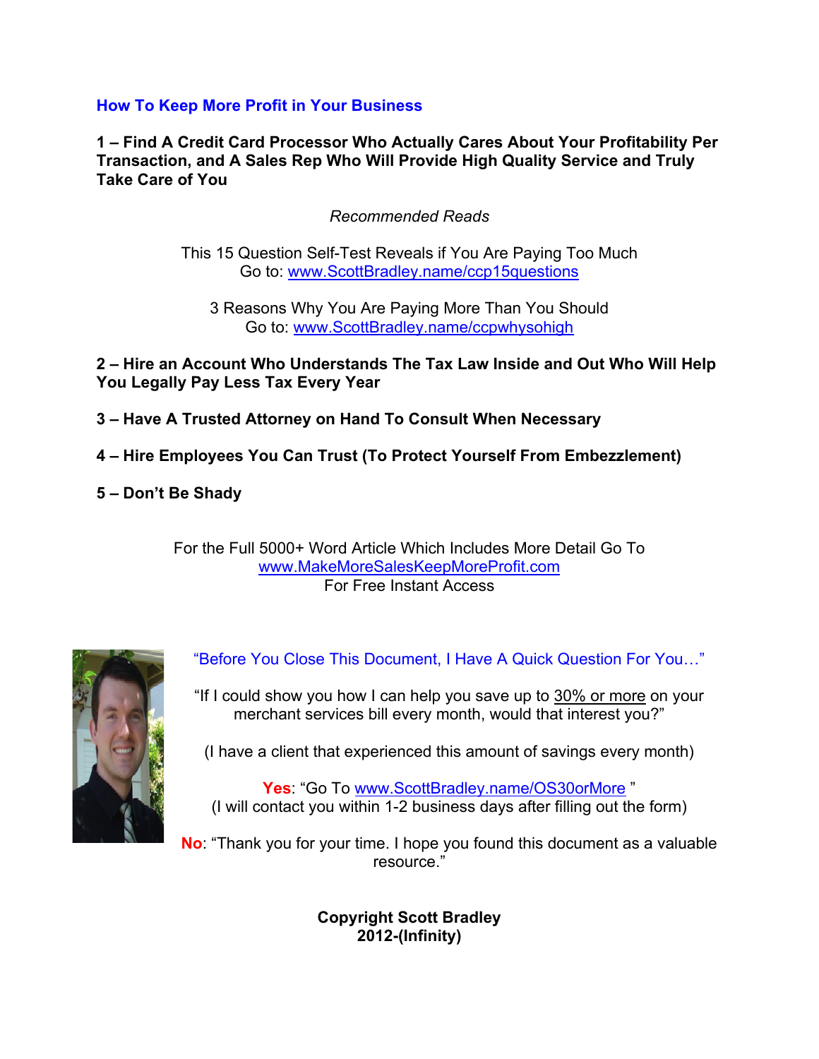## How To Keep More Profit in Your Business

**1 – Find A Credit Card Processor Who Actually Cares About Your Profitability Per Transaction, and A Sales Rep Who Will Provide High Quality Service and Truly Take Care of You**

*Recommended Reads*

This 15 Question Self-Test Reveals if You Are Paying Too Much
Go to: www.ScottBradley.name/ccp15questions

3 Reasons Why You Are Paying More Than You Should
Go to: www.ScottBradley.name/ccpwhysohigh

**2 – Hire an Account Who Understands The Tax Law Inside and Out Who Will Help You Legally Pay Less Tax Every Year**

**3 – Have A Trusted Attorney on Hand To Consult When Necessary**

**4 – Hire Employees You Can Trust (To Protect Yourself From Embezzlement)**

**5 – Don't Be Shady**

For the Full 5000+ Word Article Which Includes More Detail Go To
www.MakeMoreSalesKeepMoreProfit.com
For Free Instant Access

"Before You Close This Document, I Have A Quick Question For You…"

"If I could show you how I can help you save up to 30% or more on your merchant services bill every month, would that interest you?"

(I have a client that experienced this amount of savings every month)

**Yes**: "Go To www.ScottBradley.name/OS30orMore "
(I will contact you within 1-2 business days after filling out the form)

**No**: "Thank you for your time. I hope you found this document as a valuable resource."

**Copyright Scott Bradley
2012-(Infinity)**